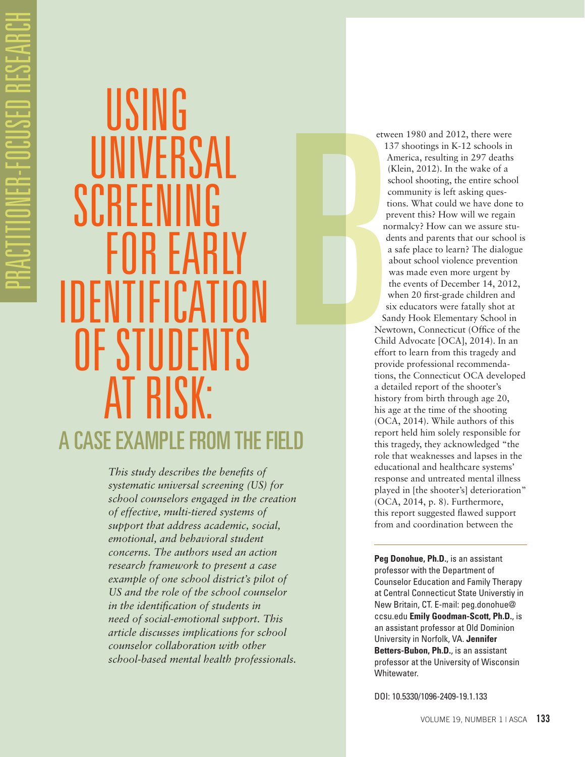# USING UNIVERSAL SCREENING FOR EARLY IDENTIFICATION OF STUDENTS AT RISK:

## A CASE EXAMPLE FROM THE FIELD

*This study describes the benefits of systematic universal screening (US) for school counselors engaged in the creation of effective, multi-tiered systems of support that address academic, social, emotional, and behavioral student concerns. The authors used an action research framework to present a case example of one school district's pilot of US and the role of the school counselor in the identification of students in need of social-emotional support. This article discusses implications for school counselor collaboration with other school-based mental health professionals.*

Between 1980 and 2012, there were 137 shootings in K-12 schools in America, resulting in 297 deaths (Klein, 2012). In the wake of a school shooting, the entire school community is left asking questions. What could we have done to prevent this? How will we regain normalcy? How can we assure students and parents that our school is a safe place to learn? The dialogue about school violence prevention was made even more urgent by the events of December 14, 2012, when 20 first-grade children and six educators were fatally shot at Sandy Hook Elementary School in Newtown, Connecticut (Office of the Child Advocate [OCA], 2014). In an effort to learn from this tragedy and provide professional recommendations, the Connecticut OCA developed a detailed report of the shooter's history from birth through age 20, his age at the time of the shooting (OCA, 2014). While authors of this report held him solely responsible for this tragedy, they acknowledged "the role that weaknesses and lapses in the educational and healthcare systems' response and untreated mental illness played in [the shooter's] deterioration" (OCA, 2014, p. 8). Furthermore, this report suggested flawed support from and coordination between the

---

**Peg Donohue, Ph.D.**, is an assistant professor with the Department of Counselor Education and Family Therapy at Central Connecticut State Universtiy in New Britain, CT. E-mail: peg.donohue@ccsu.edu **Emily Goodman-Scott, Ph.D.**, is an assistant professor at Old Dominion University in Norfolk, VA. **Jennifer Betters-Bubon, Ph.D.**, is an assistant professor at the University of Wisconsin Whitewater.

DOI: 10.5330/1096-2409-19.1.133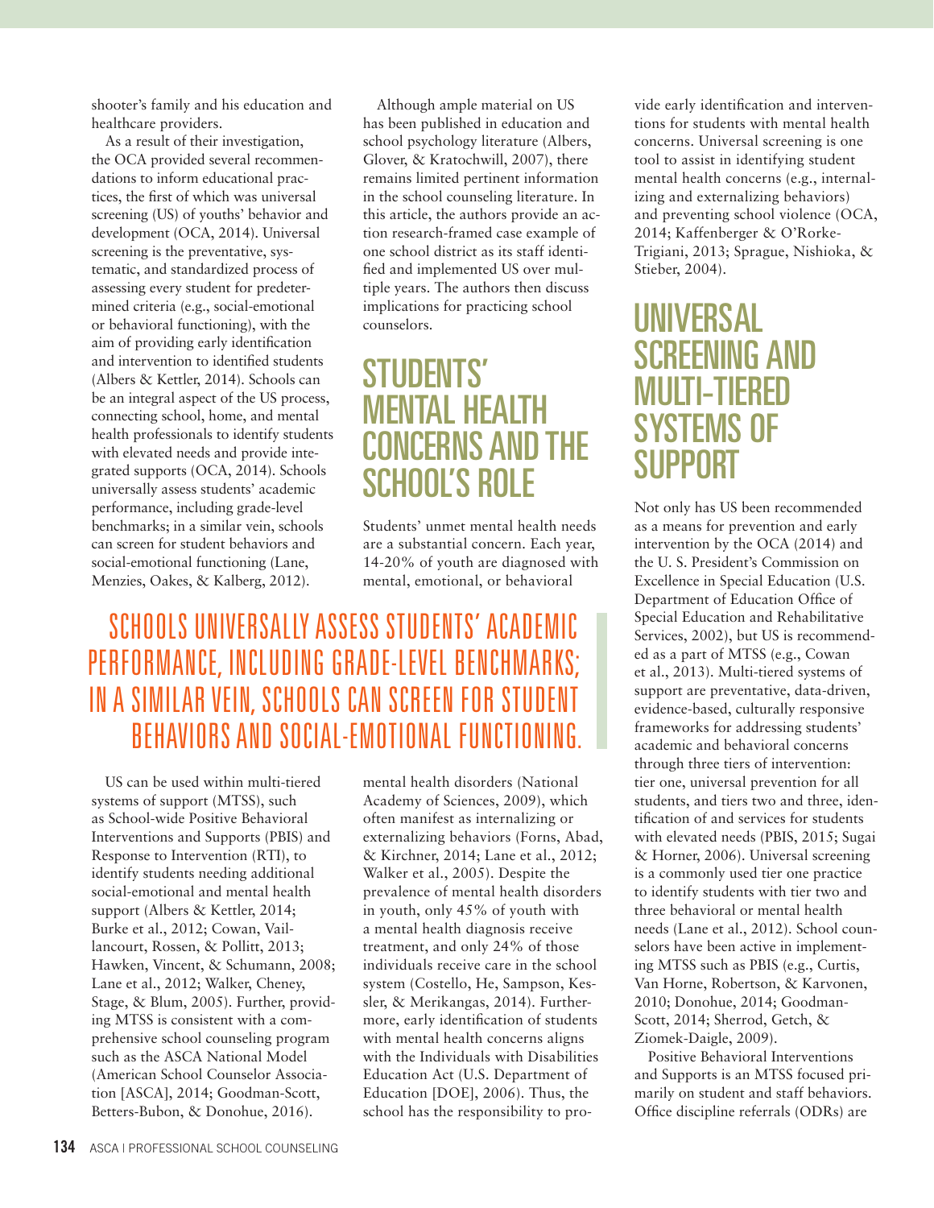shooter's family and his education and healthcare providers.

As a result of their investigation, the OCA provided several recommendations to inform educational practices, the first of which was universal screening (US) of youths' behavior and development (OCA, 2014). Universal screening is the preventative, systematic, and standardized process of assessing every student for predetermined criteria (e.g., social-emotional or behavioral functioning), with the aim of providing early identification and intervention to identified students (Albers & Kettler, 2014). Schools can be an integral aspect of the US process, connecting school, home, and mental health professionals to identify students with elevated needs and provide integrated supports (OCA, 2014). Schools universally assess students' academic performance, including grade-level benchmarks; in a similar vein, schools can screen for student behaviors and social-emotional functioning (Lane, Menzies, Oakes, & Kalberg, 2012).

> SCHOOLS UNIVERSALLY ASSESS STUDENTS' ACADEMIC PERFORMANCE, INCLUDING GRADE-LEVEL BENCHMARKS; IN A SIMILAR VEIN, SCHOOLS CAN SCREEN FOR STUDENT BEHAVIORS AND SOCIAL-EMOTIONAL FUNCTIONING.

US can be used within multi-tiered systems of support (MTSS), such as School-wide Positive Behavioral Interventions and Supports (PBIS) and Response to Intervention (RTI), to identify students needing additional social-emotional and mental health support (Albers & Kettler, 2014; Burke et al., 2012; Cowan, Vaillancourt, Rossen, & Pollitt, 2013; Hawken, Vincent, & Schumann, 2008; Lane et al., 2012; Walker, Cheney, Stage, & Blum, 2005). Further, providing MTSS is consistent with a comprehensive school counseling program such as the ASCA National Model (American School Counselor Association [ASCA], 2014; Goodman-Scott, Betters-Bubon, & Donohue, 2016).

Although ample material on US has been published in education and school psychology literature (Albers, Glover, & Kratochwill, 2007), there remains limited pertinent information in the school counseling literature. In this article, the authors provide an action research-framed case example of one school district as its staff identified and implemented US over multiple years. The authors then discuss implications for practicing school counselors.

## STUDENTS' MENTAL HEALTH CONCERNS AND THE SCHOOL'S ROLE

Students' unmet mental health needs are a substantial concern. Each year, 14-20% of youth are diagnosed with mental, emotional, or behavioral mental health disorders (National Academy of Sciences, 2009), which often manifest as internalizing or externalizing behaviors (Forns, Abad, & Kirchner, 2014; Lane et al., 2012; Walker et al., 2005). Despite the prevalence of mental health disorders in youth, only 45% of youth with a mental health diagnosis receive treatment, and only 24% of those individuals receive care in the school system (Costello, He, Sampson, Kessler, & Merikangas, 2014). Furthermore, early identification of students with mental health concerns aligns with the Individuals with Disabilities Education Act (U.S. Department of Education [DOE], 2006). Thus, the school has the responsibility to provide early identification and interventions for students with mental health concerns. Universal screening is one tool to assist in identifying student mental health concerns (e.g., internalizing and externalizing behaviors) and preventing school violence (OCA, 2014; Kaffenberger & O'Rorke-Trigiani, 2013; Sprague, Nishioka, & Stieber, 2004).

## UNIVERSAL SCREENING AND MULTI-TIERED SYSTEMS OF SUPPORT

Not only has US been recommended as a means for prevention and early intervention by the OCA (2014) and the U. S. President's Commission on Excellence in Special Education (U.S. Department of Education Office of Special Education and Rehabilitative Services, 2002), but US is recommended as a part of MTSS (e.g., Cowan et al., 2013). Multi-tiered systems of support are preventative, data-driven, evidence-based, culturally responsive frameworks for addressing students' academic and behavioral concerns through three tiers of intervention: tier one, universal prevention for all students, and tiers two and three, identification of and services for students with elevated needs (PBIS, 2015; Sugai & Horner, 2006). Universal screening is a commonly used tier one practice to identify students with tier two and three behavioral or mental health needs (Lane et al., 2012). School counselors have been active in implementing MTSS such as PBIS (e.g., Curtis, Van Horne, Robertson, & Karvonen, 2010; Donohue, 2014; Goodman-Scott, 2014; Sherrod, Getch, & Ziomek-Daigle, 2009).

Positive Behavioral Interventions and Supports is an MTSS focused primarily on student and staff behaviors. Office discipline referrals (ODRs) are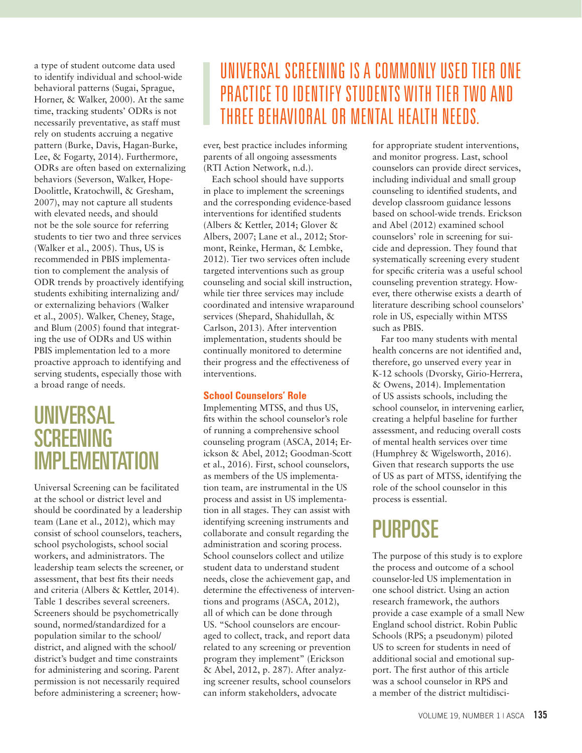a type of student outcome data used to identify individual and school-wide behavioral patterns (Sugai, Sprague, Horner, & Walker, 2000). At the same time, tracking students' ODRs is not necessarily preventative, as staff must rely on students accruing a negative pattern (Burke, Davis, Hagan-Burke, Lee, & Fogarty, 2014). Furthermore, ODRs are often based on externalizing behaviors (Severson, Walker, Hope-Doolittle, Kratochwill, & Gresham, 2007), may not capture all students with elevated needs, and should not be the sole source for referring students to tier two and three services (Walker et al., 2005). Thus, US is recommended in PBIS implementation to complement the analysis of ODR trends by proactively identifying students exhibiting internalizing and/or externalizing behaviors (Walker et al., 2005). Walker, Cheney, Stage, and Blum (2005) found that integrating the use of ODRs and US within PBIS implementation led to a more proactive approach to identifying and serving students, especially those with a broad range of needs.

## UNIVERSAL SCREENING IMPLEMENTATION

Universal Screening can be facilitated at the school or district level and should be coordinated by a leadership team (Lane et al., 2012), which may consist of school counselors, teachers, school psychologists, school social workers, and administrators. The leadership team selects the screener, or assessment, that best fits their needs and criteria (Albers & Kettler, 2014). Table 1 describes several screeners. Screeners should be psychometrically sound, normed/standardized for a population similar to the school/district, and aligned with the school/district's budget and time constraints for administering and scoring. Parent permission is not necessarily required before administering a screener; however, best practice includes informing parents of all ongoing assessments (RTI Action Network, n.d.).

> UNIVERSAL SCREENING IS A COMMONLY USED TIER ONE PRACTICE TO IDENTIFY STUDENTS WITH TIER TWO AND THREE BEHAVIORAL OR MENTAL HEALTH NEEDS.

Each school should have supports in place to implement the screenings and the corresponding evidence-based interventions for identified students (Albers & Kettler, 2014; Glover & Albers, 2007; Lane et al., 2012; Stormont, Reinke, Herman, & Lembke, 2012). Tier two services often include targeted interventions such as group counseling and social skill instruction, while tier three services may include coordinated and intensive wraparound services (Shepard, Shahidullah, & Carlson, 2013). After intervention implementation, students should be continually monitored to determine their progress and the effectiveness of interventions.

### School Counselors' Role

Implementing MTSS, and thus US, fits within the school counselor's role of running a comprehensive school counseling program (ASCA, 2014; Erickson & Abel, 2012; Goodman-Scott et al., 2016). First, school counselors, as members of the US implementation team, are instrumental in the US process and assist in US implementation in all stages. They can assist with identifying screening instruments and collaborate and consult regarding the administration and scoring process. School counselors collect and utilize student data to understand student needs, close the achievement gap, and determine the effectiveness of interventions and programs (ASCA, 2012), all of which can be done through US. "School counselors are encouraged to collect, track, and report data related to any screening or prevention program they implement" (Erickson & Abel, 2012, p. 287). After analyzing screener results, school counselors can inform stakeholders, advocate for appropriate student interventions, and monitor progress. Last, school counselors can provide direct services, including individual and small group counseling to identified students, and develop classroom guidance lessons based on school-wide trends. Erickson and Abel (2012) examined school counselors' role in screening for suicide and depression. They found that systematically screening every student for specific criteria was a useful school counseling prevention strategy. However, there otherwise exists a dearth of literature describing school counselors' role in US, especially within MTSS such as PBIS.

Far too many students with mental health concerns are not identified and, therefore, go unserved every year in K-12 schools (Dvorsky, Girio-Herrera, & Owens, 2014). Implementation of US assists schools, including the school counselor, in intervening earlier, creating a helpful baseline for further assessment, and reducing overall costs of mental health services over time (Humphrey & Wigelsworth, 2016). Given that research supports the use of US as part of MTSS, identifying the role of the school counselor in this process is essential.

## PURPOSE

The purpose of this study is to explore the process and outcome of a school counselor-led US implementation in one school district. Using an action research framework, the authors provide a case example of a small New England school district. Robin Public Schools (RPS; a pseudonym) piloted US to screen for students in need of additional social and emotional support. The first author of this article was a school counselor in RPS and a member of the district multidisci-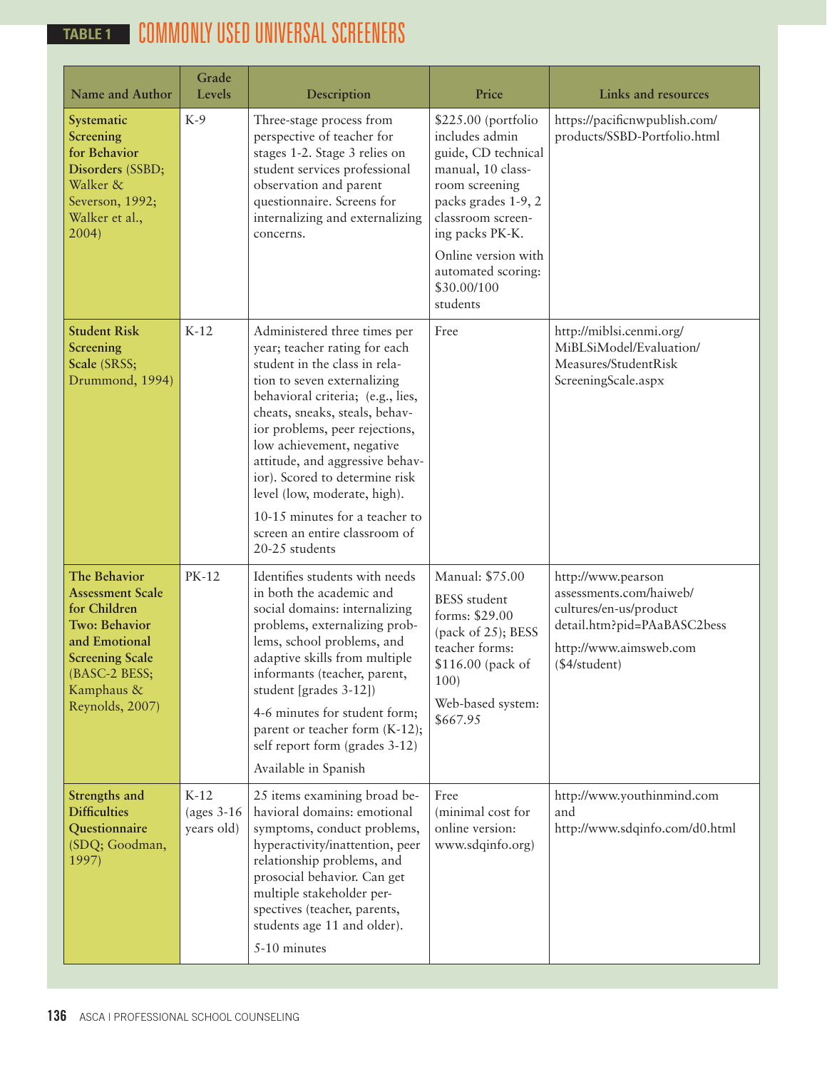**TABLE 1** COMMONLY USED UNIVERSAL SCREENERS

| Name and Author | Grade Levels | Description | Price | Links and resources |
|---|---|---|---|---|
| **Systematic Screening for Behavior Disorders** (SSBD; Walker & Severson, 1992; Walker et al., 2004) | K-9 | Three-stage process from perspective of teacher for stages 1-2. Stage 3 relies on student services professional observation and parent questionnaire. Screens for internalizing and externalizing concerns. | $225.00 (portfolio includes admin guide, CD technical manual, 10 classroom screening packs grades 1-9, 2 classroom screening packs PK-K. Online version with automated scoring: $30.00/100 students | https://pacificnwpublish.com/products/SSBD-Portfolio.html |
| **Student Risk Screening Scale** (SRSS; Drummond, 1994) | K-12 | Administered three times per year; teacher rating for each student in the class in relation to seven externalizing behavioral criteria; (e.g., lies, cheats, sneaks, steals, behavior problems, peer rejections, low achievement, negative attitude, and aggressive behavior). Scored to determine risk level (low, moderate, high). 10-15 minutes for a teacher to screen an entire classroom of 20-25 students | Free | http://miblsi.cenmi.org/MiBLSiModel/Evaluation/Measures/StudentRiskScreeningScale.aspx |
| **The Behavior Assessment Scale for Children Two: Behavior and Emotional Screening Scale** (BASC-2 BESS; Kamphaus & Reynolds, 2007) | PK-12 | Identifies students with needs in both the academic and social domains: internalizing problems, externalizing problems, school problems, and adaptive skills from multiple informants (teacher, parent, student [grades 3-12]) 4-6 minutes for student form; parent or teacher form (K-12); self report form (grades 3-12) Available in Spanish | Manual: $75.00 BESS student forms: $29.00 (pack of 25); BESS teacher forms: $116.00 (pack of 100) Web-based system: $667.95 | http://www.pearsonassessments.com/haiweb/cultures/en-us/productdetail.htm?pid=PAaBASC2bess http://www.aimsweb.com ($4/student) |
| **Strengths and Difficulties Questionnaire** (SDQ; Goodman, 1997) | K-12 (ages 3-16 years old) | 25 items examining broad behavioral domains: emotional symptoms, conduct problems, hyperactivity/inattention, peer relationship problems, and prosocial behavior. Can get multiple stakeholder perspectives (teacher, parents, students age 11 and older). 5-10 minutes | Free (minimal cost for online version: www.sdqinfo.org) | http://www.youthinmind.com and http://www.sdqinfo.com/d0.html |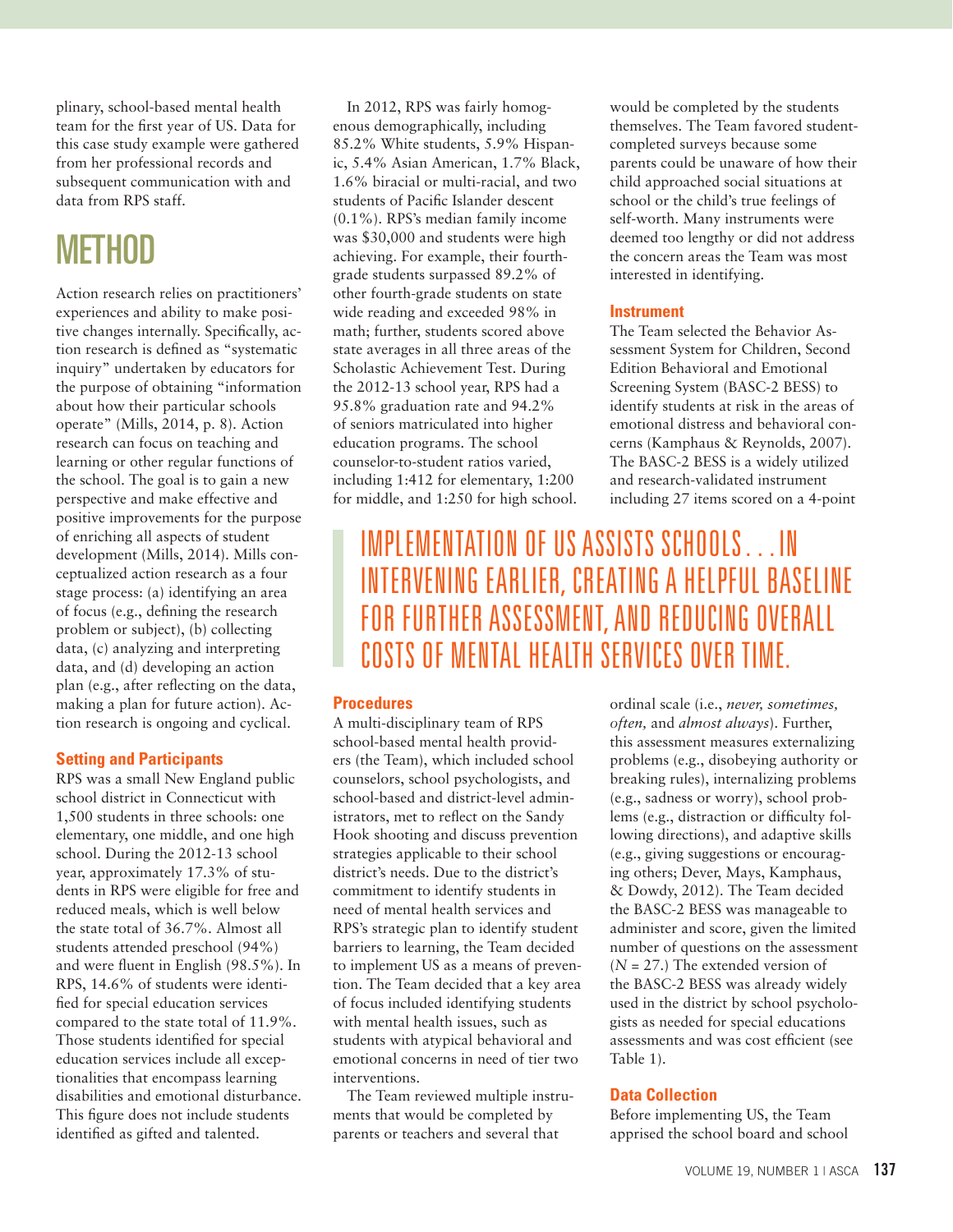plinary, school-based mental health team for the first year of US. Data for this case study example were gathered from her professional records and subsequent communication with and data from RPS staff.

# METHOD

Action research relies on practitioners' experiences and ability to make positive changes internally. Specifically, action research is defined as "systematic inquiry" undertaken by educators for the purpose of obtaining "information about how their particular schools operate" (Mills, 2014, p. 8). Action research can focus on teaching and learning or other regular functions of the school. The goal is to gain a new perspective and make effective and positive improvements for the purpose of enriching all aspects of student development (Mills, 2014). Mills conceptualized action research as a four stage process: (a) identifying an area of focus (e.g., defining the research problem or subject), (b) collecting data, (c) analyzing and interpreting data, and (d) developing an action plan (e.g., after reflecting on the data, making a plan for future action). Action research is ongoing and cyclical.

## Setting and Participants

RPS was a small New England public school district in Connecticut with 1,500 students in three schools: one elementary, one middle, and one high school. During the 2012-13 school year, approximately 17.3% of students in RPS were eligible for free and reduced meals, which is well below the state total of 36.7%. Almost all students attended preschool (94%) and were fluent in English (98.5%). In RPS, 14.6% of students were identified for special education services compared to the state total of 11.9%. Those students identified for special education services include all exceptionalities that encompass learning disabilities and emotional disturbance. This figure does not include students identified as gifted and talented.

In 2012, RPS was fairly homogenous demographically, including 85.2% White students, 5.9% Hispanic, 5.4% Asian American, 1.7% Black, 1.6% biracial or multi-racial, and two students of Pacific Islander descent (0.1%). RPS's median family income was $30,000 and students were high achieving. For example, their fourth-grade students surpassed 89.2% of other fourth-grade students on state wide reading and exceeded 98% in math; further, students scored above state averages in all three areas of the Scholastic Achievement Test. During the 2012-13 school year, RPS had a 95.8% graduation rate and 94.2% of seniors matriculated into higher education programs. The school counselor-to-student ratios varied, including 1:412 for elementary, 1:200 for middle, and 1:250 for high school.

> IMPLEMENTATION OF US ASSISTS SCHOOLS . . . IN INTERVENING EARLIER, CREATING A HELPFUL BASELINE FOR FURTHER ASSESSMENT, AND REDUCING OVERALL COSTS OF MENTAL HEALTH SERVICES OVER TIME.

## Procedures

A multi-disciplinary team of RPS school-based mental health providers (the Team), which included school counselors, school psychologists, and school-based and district-level administrators, met to reflect on the Sandy Hook shooting and discuss prevention strategies applicable to their school district's needs. Due to the district's commitment to identify students in need of mental health services and RPS's strategic plan to identify student barriers to learning, the Team decided to implement US as a means of prevention. The Team decided that a key area of focus included identifying students with mental health issues, such as students with atypical behavioral and emotional concerns in need of tier two interventions.

The Team reviewed multiple instruments that would be completed by parents or teachers and several that would be completed by the students themselves. The Team favored student-completed surveys because some parents could be unaware of how their child approached social situations at school or the child's true feelings of self-worth. Many instruments were deemed too lengthy or did not address the concern areas the Team was most interested in identifying.

## Instrument

The Team selected the Behavior Assessment System for Children, Second Edition Behavioral and Emotional Screening System (BASC-2 BESS) to identify students at risk in the areas of emotional distress and behavioral concerns (Kamphaus & Reynolds, 2007). The BASC-2 BESS is a widely utilized and research-validated instrument including 27 items scored on a 4-point ordinal scale (i.e., *never, sometimes, often,* and *almost always*). Further, this assessment measures externalizing problems (e.g., disobeying authority or breaking rules), internalizing problems (e.g., sadness or worry), school problems (e.g., distraction or difficulty following directions), and adaptive skills (e.g., giving suggestions or encouraging others; Dever, Mays, Kamphaus, & Dowdy, 2012). The Team decided the BASC-2 BESS was manageable to administer and score, given the limited number of questions on the assessment ($N$ = 27.) The extended version of the BASC-2 BESS was already widely used in the district by school psychologists as needed for special educations assessments and was cost efficient (see Table 1).

## Data Collection

Before implementing US, the Team apprised the school board and school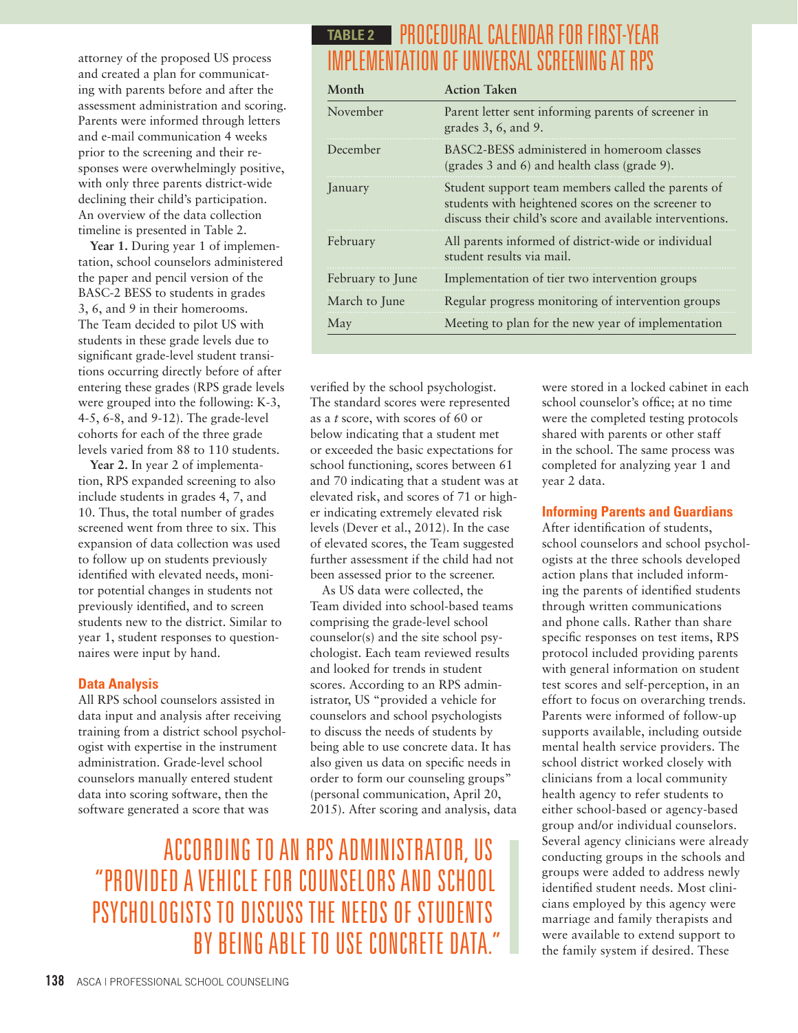attorney of the proposed US process and created a plan for communicating with parents before and after the assessment administration and scoring. Parents were informed through letters and e-mail communication 4 weeks prior to the screening and their responses were overwhelmingly positive, with only three parents district-wide declining their child's participation. An overview of the data collection timeline is presented in Table 2.

**Year 1.** During year 1 of implementation, school counselors administered the paper and pencil version of the BASC-2 BESS to students in grades 3, 6, and 9 in their homerooms. The Team decided to pilot US with students in these grade levels due to significant grade-level student transitions occurring directly before of after entering these grades (RPS grade levels were grouped into the following: K-3, 4-5, 6-8, and 9-12). The grade-level cohorts for each of the three grade levels varied from 88 to 110 students.

**Year 2.** In year 2 of implementation, RPS expanded screening to also include students in grades 4, 7, and 10. Thus, the total number of grades screened went from three to six. This expansion of data collection was used to follow up on students previously identified with elevated needs, monitor potential changes in students not previously identified, and to screen students new to the district. Similar to year 1, student responses to questionnaires were input by hand.

**TABLE 2 PROCEDURAL CALENDAR FOR FIRST-YEAR IMPLEMENTATION OF UNIVERSAL SCREENING AT RPS**

| Month | Action Taken |
|---|---|
| November | Parent letter sent informing parents of screener in grades 3, 6, and 9. |
| December | BASC2-BESS administered in homeroom classes (grades 3 and 6) and health class (grade 9). |
| January | Student support team members called the parents of students with heightened scores on the screener to discuss their child's score and available interventions. |
| February | All parents informed of district-wide or individual student results via mail. |
| February to June | Implementation of tier two intervention groups |
| March to June | Regular progress monitoring of intervention groups |
| May | Meeting to plan for the new year of implementation |

### Data Analysis

All RPS school counselors assisted in data input and analysis after receiving training from a district school psychologist with expertise in the instrument administration. Grade-level school counselors manually entered student data into scoring software, then the software generated a score that was verified by the school psychologist. The standard scores were represented as a *t* score, with scores of 60 or below indicating that a student met or exceeded the basic expectations for school functioning, scores between 61 and 70 indicating that a student was at elevated risk, and scores of 71 or higher indicating extremely elevated risk levels (Dever et al., 2012). In the case of elevated scores, the Team suggested further assessment if the child had not been assessed prior to the screener.

As US data were collected, the Team divided into school-based teams comprising the grade-level school counselor(s) and the site school psychologist. Each team reviewed results and looked for trends in student scores. According to an RPS administrator, US "provided a vehicle for counselors and school psychologists to discuss the needs of students by being able to use concrete data. It has also given us data on specific needs in order to form our counseling groups" (personal communication, April 20, 2015). After scoring and analysis, data were stored in a locked cabinet in each school counselor's office; at no time were the completed testing protocols shared with parents or other staff in the school. The same process was completed for analyzing year 1 and year 2 data.

> ACCORDING TO AN RPS ADMINISTRATOR, US "PROVIDED A VEHICLE FOR COUNSELORS AND SCHOOL PSYCHOLOGISTS TO DISCUSS THE NEEDS OF STUDENTS BY BEING ABLE TO USE CONCRETE DATA."

### Informing Parents and Guardians

After identification of students, school counselors and school psychologists at the three schools developed action plans that included informing the parents of identified students through written communications and phone calls. Rather than share specific responses on test items, RPS protocol included providing parents with general information on student test scores and self-perception, in an effort to focus on overarching trends. Parents were informed of follow-up supports available, including outside mental health service providers. The school district worked closely with clinicians from a local community health agency to refer students to either school-based or agency-based group and/or individual counselors. Several agency clinicians were already conducting groups in the schools and groups were added to address newly identified student needs. Most clinicians employed by this agency were marriage and family therapists and were available to extend support to the family system if desired. These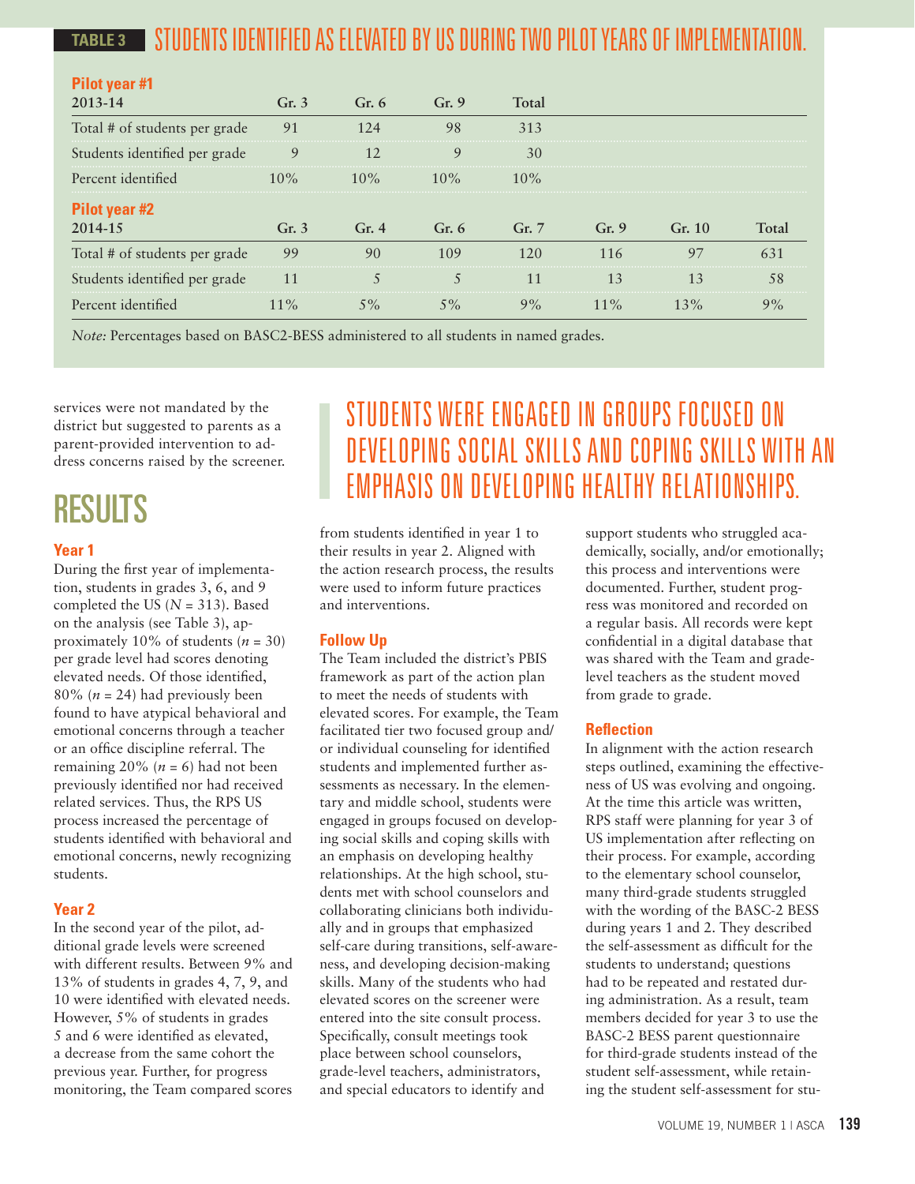**TABLE 3** STUDENTS IDENTIFIED AS ELEVATED BY US DURING TWO PILOT YEARS OF IMPLEMENTATION.

**Pilot year #1**

| 2013-14 | Gr. 3 | Gr. 6 | Gr. 9 | Total |
|---|---|---|---|---|
| Total # of students per grade | 91 | 124 | 98 | 313 |
| Students identified per grade | 9 | 12 | 9 | 30 |
| Percent identified | 10% | 10% | 10% | 10% |

**Pilot year #2**

| 2014-15 | Gr. 3 | Gr. 4 | Gr. 6 | Gr. 7 | Gr. 9 | Gr. 10 | Total |
|---|---|---|---|---|---|---|---|
| Total # of students per grade | 99 | 90 | 109 | 120 | 116 | 97 | 631 |
| Students identified per grade | 11 | 5 | 5 | 11 | 13 | 13 | 58 |
| Percent identified | 11% | 5% | 5% | 9% | 11% | 13% | 9% |

*Note:* Percentages based on BASC2-BESS administered to all students in named grades.

services were not mandated by the district but suggested to parents as a parent-provided intervention to address concerns raised by the screener.

> STUDENTS WERE ENGAGED IN GROUPS FOCUSED ON DEVELOPING SOCIAL SKILLS AND COPING SKILLS WITH AN EMPHASIS ON DEVELOPING HEALTHY RELATIONSHIPS.

## RESULTS

### Year 1

During the first year of implementation, students in grades 3, 6, and 9 completed the US ($N$ = 313). Based on the analysis (see Table 3), approximately 10% of students ($n$ = 30) per grade level had scores denoting elevated needs. Of those identified, 80% ($n$ = 24) had previously been found to have atypical behavioral and emotional concerns through a teacher or an office discipline referral. The remaining 20% ($n$ = 6) had not been previously identified nor had received related services. Thus, the RPS US process increased the percentage of students identified with behavioral and emotional concerns, newly recognizing students.

### Year 2

In the second year of the pilot, additional grade levels were screened with different results. Between 9% and 13% of students in grades 4, 7, 9, and 10 were identified with elevated needs. However, 5% of students in grades 5 and 6 were identified as elevated, a decrease from the same cohort the previous year. Further, for progress monitoring, the Team compared scores from students identified in year 1 to their results in year 2. Aligned with the action research process, the results were used to inform future practices and interventions.

### Follow Up

The Team included the district's PBIS framework as part of the action plan to meet the needs of students with elevated scores. For example, the Team facilitated tier two focused group and/or individual counseling for identified students and implemented further assessments as necessary. In the elementary and middle school, students were engaged in groups focused on developing social skills and coping skills with an emphasis on developing healthy relationships. At the high school, students met with school counselors and collaborating clinicians both individually and in groups that emphasized self-care during transitions, self-awareness, and developing decision-making skills. Many of the students who had elevated scores on the screener were entered into the site consult process. Specifically, consult meetings took place between school counselors, grade-level teachers, administrators, and special educators to identify and support students who struggled academically, socially, and/or emotionally; this process and interventions were documented. Further, student progress was monitored and recorded on a regular basis. All records were kept confidential in a digital database that was shared with the Team and grade-level teachers as the student moved from grade to grade.

### Reflection

In alignment with the action research steps outlined, examining the effectiveness of US was evolving and ongoing. At the time this article was written, RPS staff were planning for year 3 of US implementation after reflecting on their process. For example, according to the elementary school counselor, many third-grade students struggled with the wording of the BASC-2 BESS during years 1 and 2. They described the self-assessment as difficult for the students to understand; questions had to be repeated and restated during administration. As a result, team members decided for year 3 to use the BASC-2 BESS parent questionnaire for third-grade students instead of the student self-assessment, while retaining the student self-assessment for stu-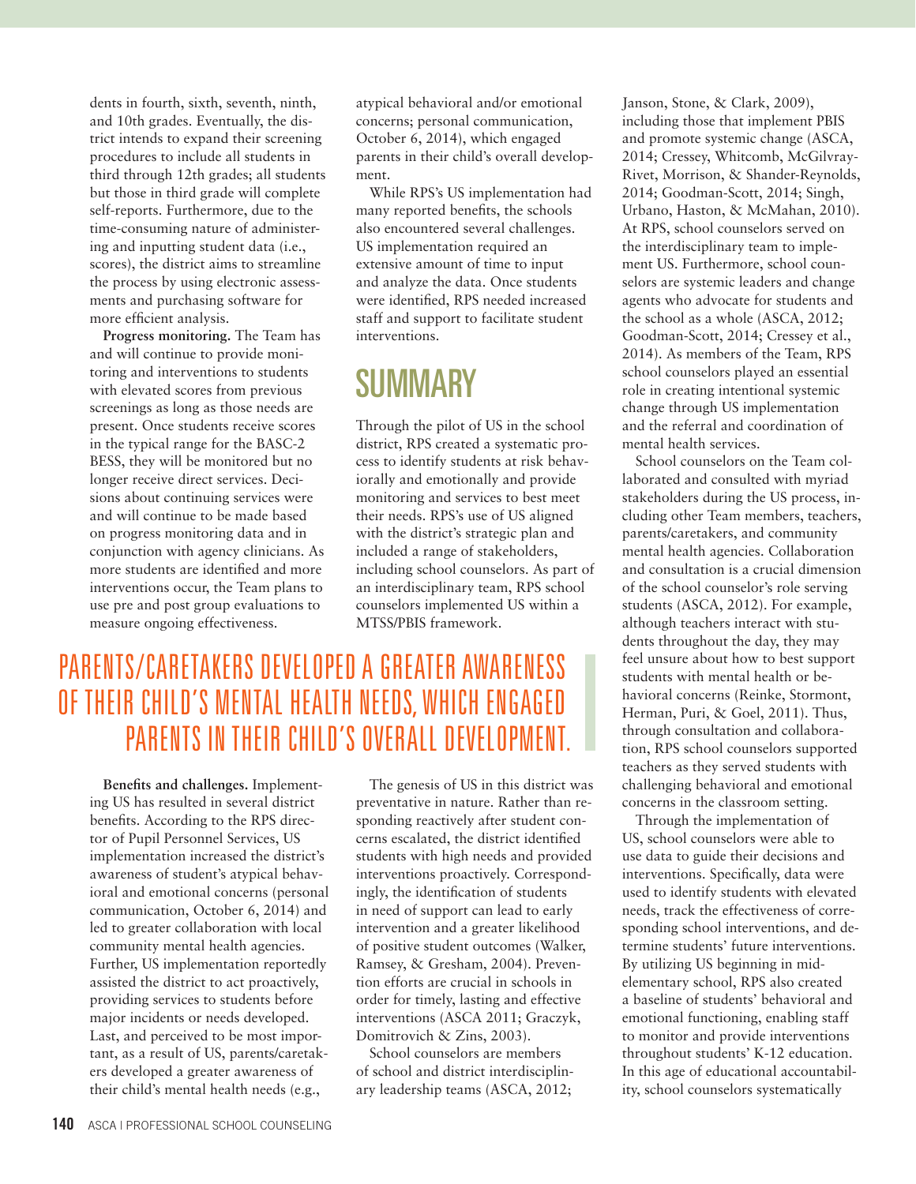dents in fourth, sixth, seventh, ninth, and 10th grades. Eventually, the district intends to expand their screening procedures to include all students in third through 12th grades; all students but those in third grade will complete self-reports. Furthermore, due to the time-consuming nature of administering and inputting student data (i.e., scores), the district aims to streamline the process by using electronic assessments and purchasing software for more efficient analysis.

**Progress monitoring.** The Team has and will continue to provide monitoring and interventions to students with elevated scores from previous screenings as long as those needs are present. Once students receive scores in the typical range for the BASC-2 BESS, they will be monitored but no longer receive direct services. Decisions about continuing services were and will continue to be made based on progress monitoring data and in conjunction with agency clinicians. As more students are identified and more interventions occur, the Team plans to use pre and post group evaluations to measure ongoing effectiveness.

**Benefits and challenges.** Implementing US has resulted in several district benefits. According to the RPS director of Pupil Personnel Services, US implementation increased the district's awareness of student's atypical behavioral and emotional concerns (personal communication, October 6, 2014) and led to greater collaboration with local community mental health agencies. Further, US implementation reportedly assisted the district to act proactively, providing services to students before major incidents or needs developed. Last, and perceived to be most important, as a result of US, parents/caretakers developed a greater awareness of their child's mental health needs (e.g., atypical behavioral and/or emotional concerns; personal communication, October 6, 2014), which engaged parents in their child's overall development.

While RPS's US implementation had many reported benefits, the schools also encountered several challenges. US implementation required an extensive amount of time to input and analyze the data. Once students were identified, RPS needed increased staff and support to facilitate student interventions.

## SUMMARY

Through the pilot of US in the school district, RPS created a systematic process to identify students at risk behaviorally and emotionally and provide monitoring and services to best meet their needs. RPS's use of US aligned with the district's strategic plan and included a range of stakeholders, including school counselors. As part of an interdisciplinary team, RPS school counselors implemented US within a MTSS/PBIS framework.

The genesis of US in this district was preventative in nature. Rather than responding reactively after student concerns escalated, the district identified students with high needs and provided interventions proactively. Correspondingly, the identification of students in need of support can lead to early intervention and a greater likelihood of positive student outcomes (Walker, Ramsey, & Gresham, 2004). Prevention efforts are crucial in schools in order for timely, lasting and effective interventions (ASCA 2011; Graczyk, Domitrovich & Zins, 2003).

School counselors are members of school and district interdisciplinary leadership teams (ASCA, 2012; Janson, Stone, & Clark, 2009), including those that implement PBIS and promote systemic change (ASCA, 2014; Cressey, Whitcomb, McGilvray-Rivet, Morrison, & Shander-Reynolds, 2014; Goodman-Scott, 2014; Singh, Urbano, Haston, & McMahan, 2010). At RPS, school counselors served on the interdisciplinary team to implement US. Furthermore, school counselors are systemic leaders and change agents who advocate for students and the school as a whole (ASCA, 2012; Goodman-Scott, 2014; Cressey et al., 2014). As members of the Team, RPS school counselors played an essential role in creating intentional systemic change through US implementation and the referral and coordination of mental health services.

School counselors on the Team collaborated and consulted with myriad stakeholders during the US process, including other Team members, teachers, parents/caretakers, and community mental health agencies. Collaboration and consultation is a crucial dimension of the school counselor's role serving students (ASCA, 2012). For example, although teachers interact with students throughout the day, they may feel unsure about how to best support students with mental health or behavioral concerns (Reinke, Stormont, Herman, Puri, & Goel, 2011). Thus, through consultation and collaboration, RPS school counselors supported teachers as they served students with challenging behavioral and emotional concerns in the classroom setting.

Through the implementation of US, school counselors were able to use data to guide their decisions and interventions. Specifically, data were used to identify students with elevated needs, track the effectiveness of corresponding school interventions, and determine students' future interventions. By utilizing US beginning in mid-elementary school, RPS also created a baseline of students' behavioral and emotional functioning, enabling staff to monitor and provide interventions throughout students' K-12 education. In this age of educational accountability, school counselors systematically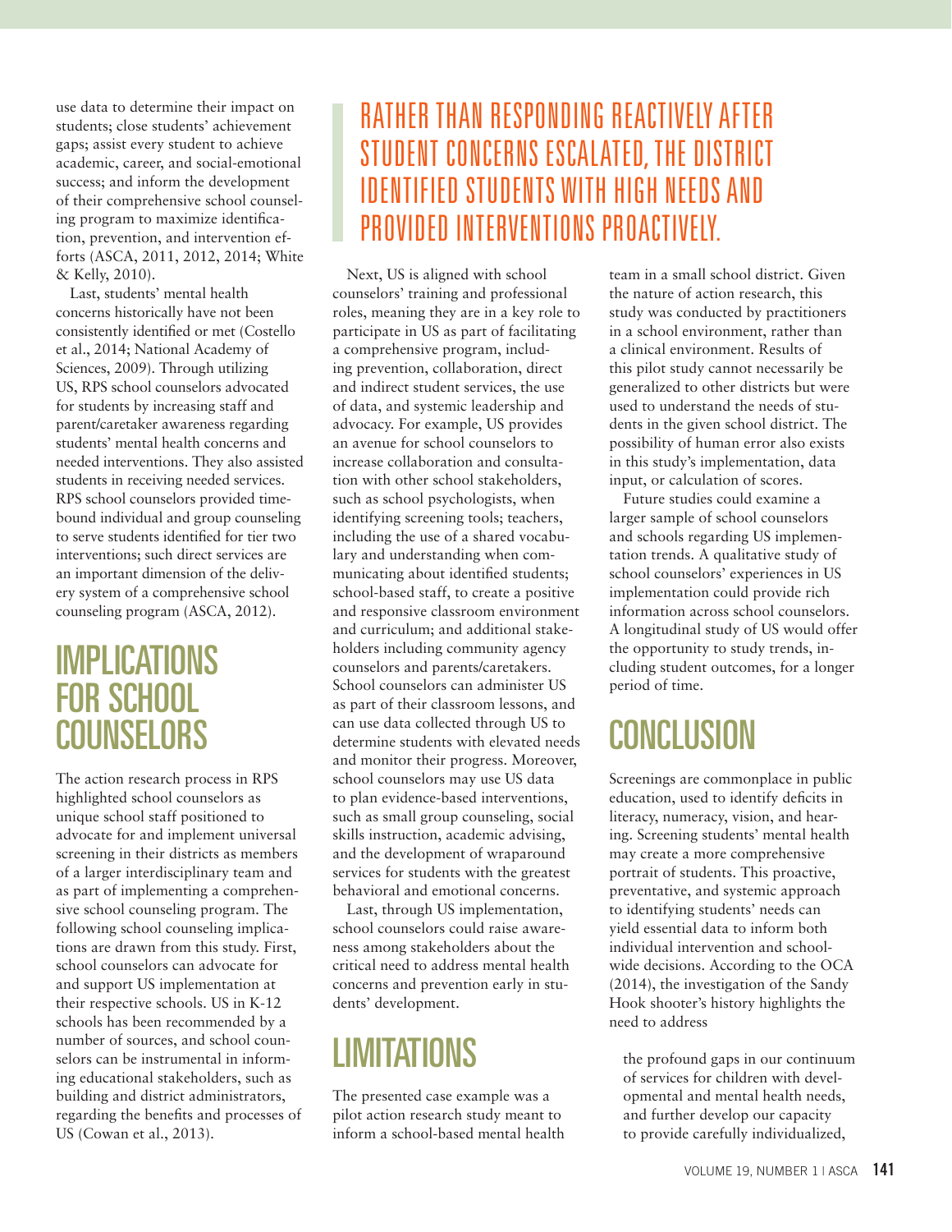use data to determine their impact on students; close students' achievement gaps; assist every student to achieve academic, career, and social-emotional success; and inform the development of their comprehensive school counseling program to maximize identification, prevention, and intervention efforts (ASCA, 2011, 2012, 2014; White & Kelly, 2010).

Last, students' mental health concerns historically have not been consistently identified or met (Costello et al., 2014; National Academy of Sciences, 2009). Through utilizing US, RPS school counselors advocated for students by increasing staff and parent/caretaker awareness regarding students' mental health concerns and needed interventions. They also assisted students in receiving needed services. RPS school counselors provided time-bound individual and group counseling to serve students identified for tier two interventions; such direct services are an important dimension of the delivery system of a comprehensive school counseling program (ASCA, 2012).

> RATHER THAN RESPONDING REACTIVELY AFTER STUDENT CONCERNS ESCALATED, THE DISTRICT IDENTIFIED STUDENTS WITH HIGH NEEDS AND PROVIDED INTERVENTIONS PROACTIVELY.

## IMPLICATIONS FOR SCHOOL COUNSELORS

The action research process in RPS highlighted school counselors as unique school staff positioned to advocate for and implement universal screening in their districts as members of a larger interdisciplinary team and as part of implementing a comprehensive school counseling program. The following school counseling implications are drawn from this study. First, school counselors can advocate for and support US implementation at their respective schools. US in K-12 schools has been recommended by a number of sources, and school counselors can be instrumental in informing educational stakeholders, such as building and district administrators, regarding the benefits and processes of US (Cowan et al., 2013).

Next, US is aligned with school counselors' training and professional roles, meaning they are in a key role to participate in US as part of facilitating a comprehensive program, including prevention, collaboration, direct and indirect student services, the use of data, and systemic leadership and advocacy. For example, US provides an avenue for school counselors to increase collaboration and consultation with other school stakeholders, such as school psychologists, when identifying screening tools; teachers, including the use of a shared vocabulary and understanding when communicating about identified students; school-based staff, to create a positive and responsive classroom environment and curriculum; and additional stakeholders including community agency counselors and parents/caretakers. School counselors can administer US as part of their classroom lessons, and can use data collected through US to determine students with elevated needs and monitor their progress. Moreover, school counselors may use US data to plan evidence-based interventions, such as small group counseling, social skills instruction, academic advising, and the development of wraparound services for students with the greatest behavioral and emotional concerns.

Last, through US implementation, school counselors could raise awareness among stakeholders about the critical need to address mental health concerns and prevention early in students' development.

## LIMITATIONS

The presented case example was a pilot action research study meant to inform a school-based mental health team in a small school district. Given the nature of action research, this study was conducted by practitioners in a school environment, rather than a clinical environment. Results of this pilot study cannot necessarily be generalized to other districts but were used to understand the needs of students in the given school district. The possibility of human error also exists in this study's implementation, data input, or calculation of scores.

Future studies could examine a larger sample of school counselors and schools regarding US implementation trends. A qualitative study of school counselors' experiences in US implementation could provide rich information across school counselors. A longitudinal study of US would offer the opportunity to study trends, including student outcomes, for a longer period of time.

## CONCLUSION

Screenings are commonplace in public education, used to identify deficits in literacy, numeracy, vision, and hearing. Screening students' mental health may create a more comprehensive portrait of students. This proactive, preventative, and systemic approach to identifying students' needs can yield essential data to inform both individual intervention and schoolwide decisions. According to the OCA (2014), the investigation of the Sandy Hook shooter's history highlights the need to address

> the profound gaps in our continuum of services for children with developmental and mental health needs, and further develop our capacity to provide carefully individualized,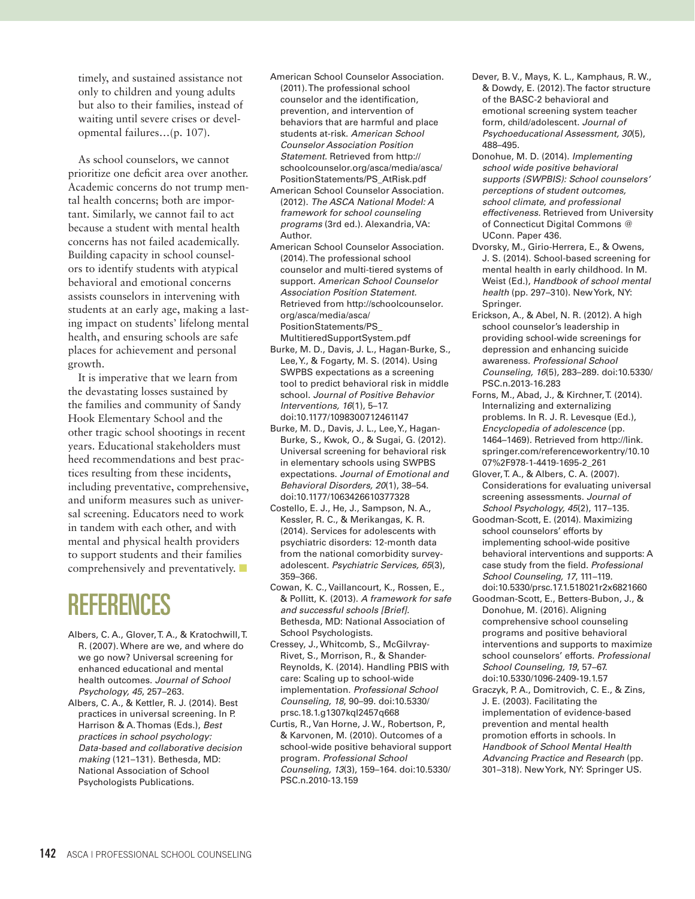timely, and sustained assistance not only to children and young adults but also to their families, instead of waiting until severe crises or developmental failures…(p. 107).

As school counselors, we cannot prioritize one deficit area over another. Academic concerns do not trump mental health concerns; both are important. Similarly, we cannot fail to act because a student with mental health concerns has not failed academically. Building capacity in school counselors to identify students with atypical behavioral and emotional concerns assists counselors in intervening with students at an early age, making a lasting impact on students' lifelong mental health, and ensuring schools are safe places for achievement and personal growth.

It is imperative that we learn from the devastating losses sustained by the families and community of Sandy Hook Elementary School and the other tragic school shootings in recent years. Educational stakeholders must heed recommendations and best practices resulting from these incidents, including preventative, comprehensive, and uniform measures such as universal screening. Educators need to work in tandem with each other, and with mental and physical health providers to support students and their families comprehensively and preventatively. ■

# REFERENCES

Albers, C. A., Glover, T. A., & Kratochwill, T. R. (2007). Where are we, and where do we go now? Universal screening for enhanced educational and mental health outcomes. *Journal of School Psychology, 45*, 257–263.

Albers, C. A., & Kettler, R. J. (2014). Best practices in universal screening. In P. Harrison & A. Thomas (Eds.), *Best practices in school psychology: Data-based and collaborative decision making* (121–131). Bethesda, MD: National Association of School Psychologists Publications.

American School Counselor Association. (2011). The professional school counselor and the identification, prevention, and intervention of behaviors that are harmful and place students at-risk. *American School Counselor Association Position Statement.* Retrieved from http://schoolcounselor.org/asca/media/asca/PositionStatements/PS_AtRisk.pdf

American School Counselor Association. (2012). *The ASCA National Model: A framework for school counseling programs* (3rd ed.). Alexandria, VA: Author.

American School Counselor Association. (2014). The professional school counselor and multi-tiered systems of support. *American School Counselor Association Position Statement.* Retrieved from http://schoolcounselor.org/asca/media/asca/PositionStatements/PS_MultitieredSupportSystem.pdf

Burke, M. D., Davis, J. L., Hagan-Burke, S., Lee, Y., & Fogarty, M. S. (2014). Using SWPBS expectations as a screening tool to predict behavioral risk in middle school. *Journal of Positive Behavior Interventions, 16*(1), 5–17. doi:10.1177/1098300712461147

Burke, M. D., Davis, J. L., Lee, Y., Hagan-Burke, S., Kwok, O., & Sugai, G. (2012). Universal screening for behavioral risk in elementary schools using SWPBS expectations. *Journal of Emotional and Behavioral Disorders, 20*(1), 38–54. doi:10.1177/1063426610377328

Costello, E. J., He, J., Sampson, N. A., Kessler, R. C., & Merikangas, K. R. (2014). Services for adolescents with psychiatric disorders: 12-month data from the national comorbidity survey-adolescent. *Psychiatric Services, 65*(3), 359–366.

Cowan, K. C., Vaillancourt, K., Rossen, E., & Pollitt, K. (2013). *A framework for safe and successful schools [Brief].* Bethesda, MD: National Association of School Psychologists.

Cressey, J., Whitcomb, S., McGilvray-Rivet, S., Morrison, R., & Shander-Reynolds, K. (2014). Handling PBIS with care: Scaling up to school-wide implementation. *Professional School Counseling, 18*, 90–99. doi:10.5330/prsc.18.1.g1307kql2457q668

Curtis, R., Van Horne, J. W., Robertson, P., & Karvonen, M. (2010). Outcomes of a school-wide positive behavioral support program. *Professional School Counseling, 13*(3), 159–164. doi:10.5330/PSC.n.2010-13.159

Dever, B. V., Mays, K. L., Kamphaus, R. W., & Dowdy, E. (2012). The factor structure of the BASC-2 behavioral and emotional screening system teacher form, child/adolescent. *Journal of Psychoeducational Assessment, 30*(5), 488–495.

Donohue, M. D. (2014). *Implementing school wide positive behavioral supports (SWPBIS): School counselors' perceptions of student outcomes, school climate, and professional effectiveness.* Retrieved from University of Connecticut Digital Commons @ UConn. Paper 436.

Dvorsky, M., Girio-Herrera, E., & Owens, J. S. (2014). School-based screening for mental health in early childhood. In M. Weist (Ed.), *Handbook of school mental health* (pp. 297–310). New York, NY: Springer.

Erickson, A., & Abel, N. R. (2012). A high school counselor's leadership in providing school-wide screenings for depression and enhancing suicide awareness. *Professional School Counseling, 16*(5), 283–289. doi:10.5330/PSC.n.2013-16.283

Forns, M., Abad, J., & Kirchner, T. (2014). Internalizing and externalizing problems. In R. J. R. Levesque (Ed.), *Encyclopedia of adolescence* (pp. 1464–1469). Retrieved from http://link.springer.com/referenceworkentry/10.1007%2F978-1-4419-1695-2_261

Glover, T. A., & Albers, C. A. (2007). Considerations for evaluating universal screening assessments. *Journal of School Psychology, 45*(2), 117–135.

Goodman-Scott, E. (2014). Maximizing school counselors' efforts by implementing school-wide positive behavioral interventions and supports: A case study from the field. *Professional School Counseling, 17*, 111–119. doi:10.5330/prsc.17.1.518021r2x6821660

Goodman-Scott, E., Betters-Bubon, J., & Donohue, M. (2016). Aligning comprehensive school counseling programs and positive behavioral interventions and supports to maximize school counselors' efforts. *Professional School Counseling, 19*, 57–67. doi:10.5330/1096-2409-19.1.57

Graczyk, P. A., Domitrovich, C. E., & Zins, J. E. (2003). Facilitating the implementation of evidence-based prevention and mental health promotion efforts in schools. In *Handbook of School Mental Health Advancing Practice and Research* (pp. 301–318). New York, NY: Springer US.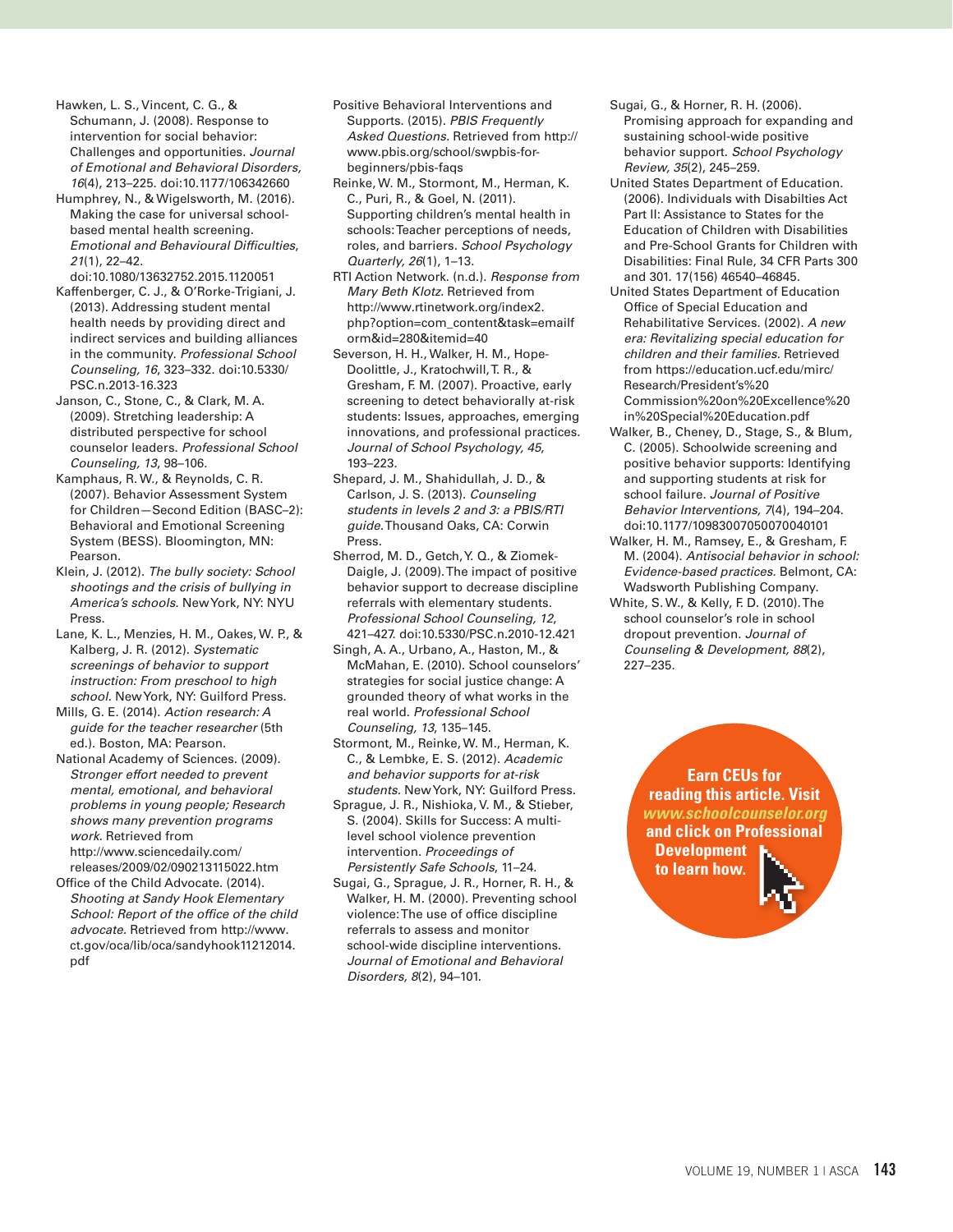Hawken, L. S., Vincent, C. G., & Schumann, J. (2008). Response to intervention for social behavior: Challenges and opportunities. *Journal of Emotional and Behavioral Disorders, 16*(4), 213–225. doi:10.1177/106342660

Humphrey, N., & Wigelsworth, M. (2016). Making the case for universal school-based mental health screening. *Emotional and Behavioural Difficulties, 21*(1), 22–42. doi:10.1080/13632752.2015.1120051

Kaffenberger, C. J., & O'Rorke-Trigiani, J. (2013). Addressing student mental health needs by providing direct and indirect services and building alliances in the community. *Professional School Counseling, 16*, 323–332. doi:10.5330/PSC.n.2013-16.323

Janson, C., Stone, C., & Clark, M. A. (2009). Stretching leadership: A distributed perspective for school counselor leaders. *Professional School Counseling, 13*, 98–106.

Kamphaus, R. W., & Reynolds, C. R. (2007). Behavior Assessment System for Children—Second Edition (BASC–2): Behavioral and Emotional Screening System (BESS). Bloomington, MN: Pearson.

Klein, J. (2012). *The bully society: School shootings and the crisis of bullying in America's schools.* New York, NY: NYU Press.

Lane, K. L., Menzies, H. M., Oakes, W. P., & Kalberg, J. R. (2012). *Systematic screenings of behavior to support instruction: From preschool to high school.* New York, NY: Guilford Press.

Mills, G. E. (2014). *Action research: A guide for the teacher researcher* (5th ed.). Boston, MA: Pearson.

National Academy of Sciences. (2009). *Stronger effort needed to prevent mental, emotional, and behavioral problems in young people; Research shows many prevention programs work.* Retrieved from http://www.sciencedaily.com/releases/2009/02/090213115022.htm

Office of the Child Advocate. (2014). *Shooting at Sandy Hook Elementary School: Report of the office of the child advocate.* Retrieved from http://www.ct.gov/oca/lib/oca/sandyhook11212014.pdf

Positive Behavioral Interventions and Supports. (2015). *PBIS Frequently Asked Questions.* Retrieved from http://www.pbis.org/school/swpbis-for-beginners/pbis-faqs

Reinke, W. M., Stormont, M., Herman, K. C., Puri, R., & Goel, N. (2011). Supporting children's mental health in schools: Teacher perceptions of needs, roles, and barriers. *School Psychology Quarterly, 26*(1), 1–13.

RTI Action Network. (n.d.). *Response from Mary Beth Klotz.* Retrieved from http://www.rtinetwork.org/index2.php?option=com_content&task=emailform&id=280&itemid=40

Severson, H. H., Walker, H. M., Hope-Doolittle, J., Kratochwill, T. R., & Gresham, F. M. (2007). Proactive, early screening to detect behaviorally at-risk students: Issues, approaches, emerging innovations, and professional practices. *Journal of School Psychology, 45*, 193–223.

Shepard, J. M., Shahidullah, J. D., & Carlson, J. S. (2013). *Counseling students in levels 2 and 3: a PBIS/RTI guide.* Thousand Oaks, CA: Corwin Press.

Sherrod, M. D., Getch, Y. Q., & Ziomek-Daigle, J. (2009). The impact of positive behavior support to decrease discipline referrals with elementary students. *Professional School Counseling, 12*, 421–427. doi:10.5330/PSC.n.2010-12.421

Singh, A. A., Urbano, A., Haston, M., & McMahan, E. (2010). School counselors' strategies for social justice change: A grounded theory of what works in the real world. *Professional School Counseling, 13*, 135–145.

Stormont, M., Reinke, W. M., Herman, K. C., & Lembke, E. S. (2012). *Academic and behavior supports for at-risk students.* New York, NY: Guilford Press.

Sprague, J. R., Nishioka, V. M., & Stieber, S. (2004). Skills for Success: A multi-level school violence prevention intervention. *Proceedings of Persistently Safe Schools*, 11–24.

Sugai, G., Sprague, J. R., Horner, R. H., & Walker, H. M. (2000). Preventing school violence: The use of office discipline referrals to assess and monitor school-wide discipline interventions. *Journal of Emotional and Behavioral Disorders, 8*(2), 94–101.

Sugai, G., & Horner, R. H. (2006). Promising approach for expanding and sustaining school-wide positive behavior support. *School Psychology Review, 35*(2), 245–259.

United States Department of Education. (2006). Individuals with Disabilties Act Part II: Assistance to States for the Education of Children with Disabilities and Pre-School Grants for Children with Disabilities: Final Rule, 34 CFR Parts 300 and 301. 17(156) 46540–46845.

United States Department of Education Office of Special Education and Rehabilitative Services. (2002). *A new era: Revitalizing special education for children and their families.* Retrieved from https://education.ucf.edu/mirc/Research/President's%20Commission%20on%20Excellence%20in%20Special%20Education.pdf

Walker, B., Cheney, D., Stage, S., & Blum, C. (2005). Schoolwide screening and positive behavior supports: Identifying and supporting students at risk for school failure. *Journal of Positive Behavior Interventions, 7*(4), 194–204. doi:10.1177/10983007050070040101

Walker, H. M., Ramsey, E., & Gresham, F. M. (2004). *Antisocial behavior in school: Evidence-based practices.* Belmont, CA: Wadsworth Publishing Company.

White, S. W., & Kelly, F. D. (2010). The school counselor's role in school dropout prevention. *Journal of Counseling & Development, 88*(2), 227–235.

**Earn CEUs for reading this article. Visit www.schoolcounselor.org and click on Professional Development to learn how.**